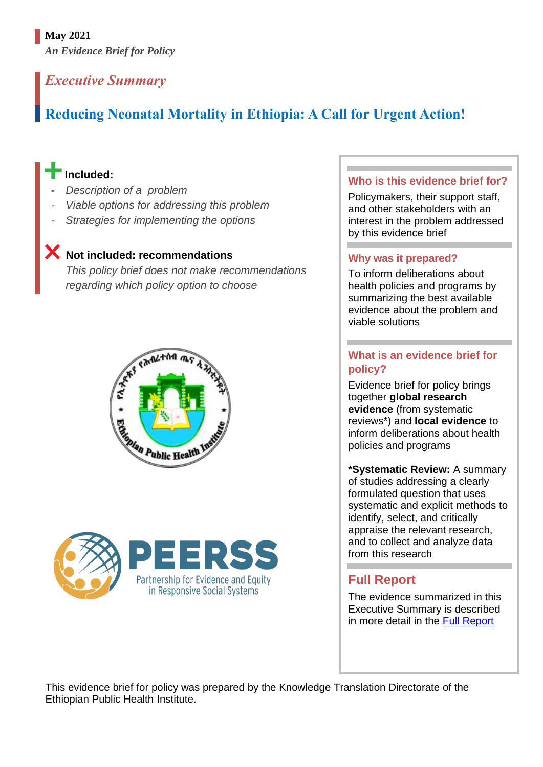**May 2021**

*An Evidence Brief for Policy*

## *Executive Summary*

# Reducing Neonatal Mortality in Ethiopia: A Call for Urgent Action!

**Included:**

- *Description of a problem*
- *Viable options for addressing this problem*
- *Strategies for implementing the options*

**Not included: recommendations**

*This policy brief does not make recommendations regarding which policy option to choose*

### Who is this evidence brief for?

Policymakers, their support staff, and other stakeholders with an interest in the problem addressed by this evidence brief

### Why was it prepared?

To inform deliberations about health policies and programs by summarizing the best available evidence about the problem and viable solutions

### What is an evidence brief for policy?

Evidence brief for policy brings together **global research evidence** (from systematic reviews*) and **local evidence** to inform deliberations about health policies and programs

***Systematic Review:** A summary of studies addressing a clearly formulated question that uses systematic and explicit methods to identify, select, and critically appraise the relevant research, and to collect and analyze data from this research

### Full Report

The evidence summarized in this Executive Summary is described in more detail in the Full Report

This evidence brief for policy was prepared by the Knowledge Translation Directorate of the Ethiopian Public Health Institute.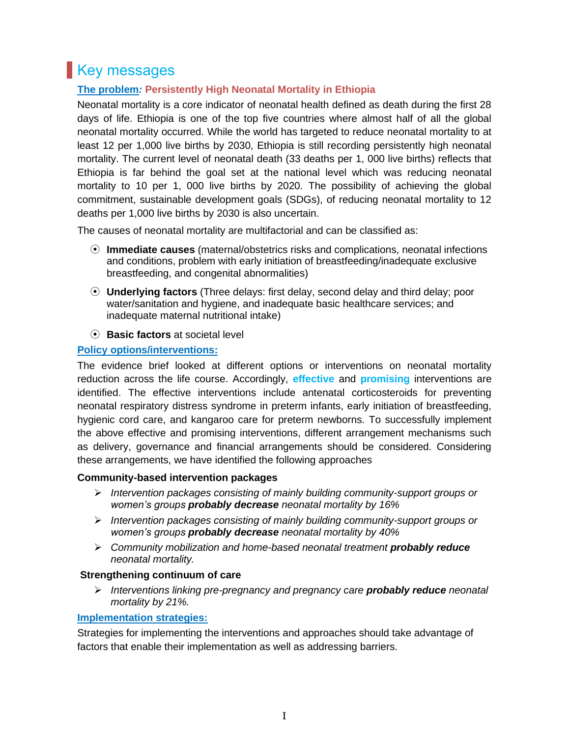# Key messages

**The problem: Persistently High Neonatal Mortality in Ethiopia**

Neonatal mortality is a core indicator of neonatal health defined as death during the first 28 days of life. Ethiopia is one of the top five countries where almost half of all the global neonatal mortality occurred. While the world has targeted to reduce neonatal mortality to at least 12 per 1,000 live births by 2030, Ethiopia is still recording persistently high neonatal mortality. The current level of neonatal death (33 deaths per 1, 000 live births) reflects that Ethiopia is far behind the goal set at the national level which was reducing neonatal mortality to 10 per 1, 000 live births by 2020. The possibility of achieving the global commitment, sustainable development goals (SDGs), of reducing neonatal mortality to 12 deaths per 1,000 live births by 2030 is also uncertain.

The causes of neonatal mortality are multifactorial and can be classified as:

- **Immediate causes** (maternal/obstetrics risks and complications, neonatal infections and conditions, problem with early initiation of breastfeeding/inadequate exclusive breastfeeding, and congenital abnormalities)
- **Underlying factors** (Three delays: first delay, second delay and third delay; poor water/sanitation and hygiene, and inadequate basic healthcare services; and inadequate maternal nutritional intake)
- **Basic factors** at societal level

**Policy options/interventions:**

The evidence brief looked at different options or interventions on neonatal mortality reduction across the life course. Accordingly, **effective** and **promising** interventions are identified. The effective interventions include antenatal corticosteroids for preventing neonatal respiratory distress syndrome in preterm infants, early initiation of breastfeeding, hygienic cord care, and kangaroo care for preterm newborns. To successfully implement the above effective and promising interventions, different arrangement mechanisms such as delivery, governance and financial arrangements should be considered. Considering these arrangements, we have identified the following approaches

**Community-based intervention packages**

- *Intervention packages consisting of mainly building community-support groups or women's groups **probably decrease** neonatal mortality by 16%*
- *Intervention packages consisting of mainly building community-support groups or women's groups **probably decrease** neonatal mortality by 40%*
- *Community mobilization and home-based neonatal treatment **probably reduce** neonatal mortality.*

**Strengthening continuum of care**

- *Interventions linking pre-pregnancy and pregnancy care **probably reduce** neonatal mortality by 21%.*

**Implementation strategies:**

Strategies for implementing the interventions and approaches should take advantage of factors that enable their implementation as well as addressing barriers.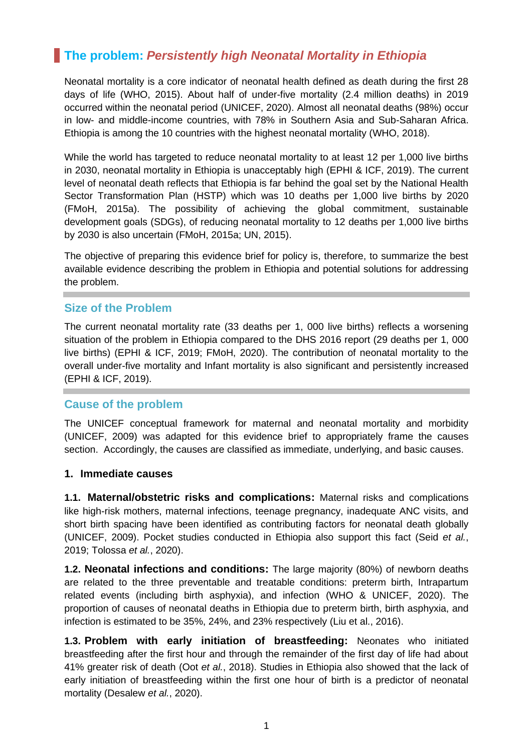## The problem: *Persistently high Neonatal Mortality in Ethiopia*

Neonatal mortality is a core indicator of neonatal health defined as death during the first 28 days of life (WHO, 2015). About half of under-five mortality (2.4 million deaths) in 2019 occurred within the neonatal period (UNICEF, 2020). Almost all neonatal deaths (98%) occur in low- and middle-income countries, with 78% in Southern Asia and Sub-Saharan Africa. Ethiopia is among the 10 countries with the highest neonatal mortality (WHO, 2018).

While the world has targeted to reduce neonatal mortality to at least 12 per 1,000 live births in 2030, neonatal mortality in Ethiopia is unacceptably high (EPHI & ICF, 2019). The current level of neonatal death reflects that Ethiopia is far behind the goal set by the National Health Sector Transformation Plan (HSTP) which was 10 deaths per 1,000 live births by 2020 (FMoH, 2015a). The possibility of achieving the global commitment, sustainable development goals (SDGs), of reducing neonatal mortality to 12 deaths per 1,000 live births by 2030 is also uncertain (FMoH, 2015a; UN, 2015).

The objective of preparing this evidence brief for policy is, therefore, to summarize the best available evidence describing the problem in Ethiopia and potential solutions for addressing the problem.

### Size of the Problem

The current neonatal mortality rate (33 deaths per 1, 000 live births) reflects a worsening situation of the problem in Ethiopia compared to the DHS 2016 report (29 deaths per 1, 000 live births) (EPHI & ICF, 2019; FMoH, 2020). The contribution of neonatal mortality to the overall under-five mortality and Infant mortality is also significant and persistently increased (EPHI & ICF, 2019).

### Cause of the problem

The UNICEF conceptual framework for maternal and neonatal mortality and morbidity (UNICEF, 2009) was adapted for this evidence brief to appropriately frame the causes section. Accordingly, the causes are classified as immediate, underlying, and basic causes.

#### 1. Immediate causes

**1.1. Maternal/obstetric risks and complications:** Maternal risks and complications like high-risk mothers, maternal infections, teenage pregnancy, inadequate ANC visits, and short birth spacing have been identified as contributing factors for neonatal death globally (UNICEF, 2009). Pocket studies conducted in Ethiopia also support this fact (Seid *et al.*, 2019; Tolossa *et al.*, 2020).

**1.2. Neonatal infections and conditions:** The large majority (80%) of newborn deaths are related to the three preventable and treatable conditions: preterm birth, Intrapartum related events (including birth asphyxia), and infection (WHO & UNICEF, 2020). The proportion of causes of neonatal deaths in Ethiopia due to preterm birth, birth asphyxia, and infection is estimated to be 35%, 24%, and 23% respectively (Liu et al., 2016).

**1.3. Problem with early initiation of breastfeeding:** Neonates who initiated breastfeeding after the first hour and through the remainder of the first day of life had about 41% greater risk of death (Oot *et al.*, 2018). Studies in Ethiopia also showed that the lack of early initiation of breastfeeding within the first one hour of birth is a predictor of neonatal mortality (Desalew *et al.*, 2020).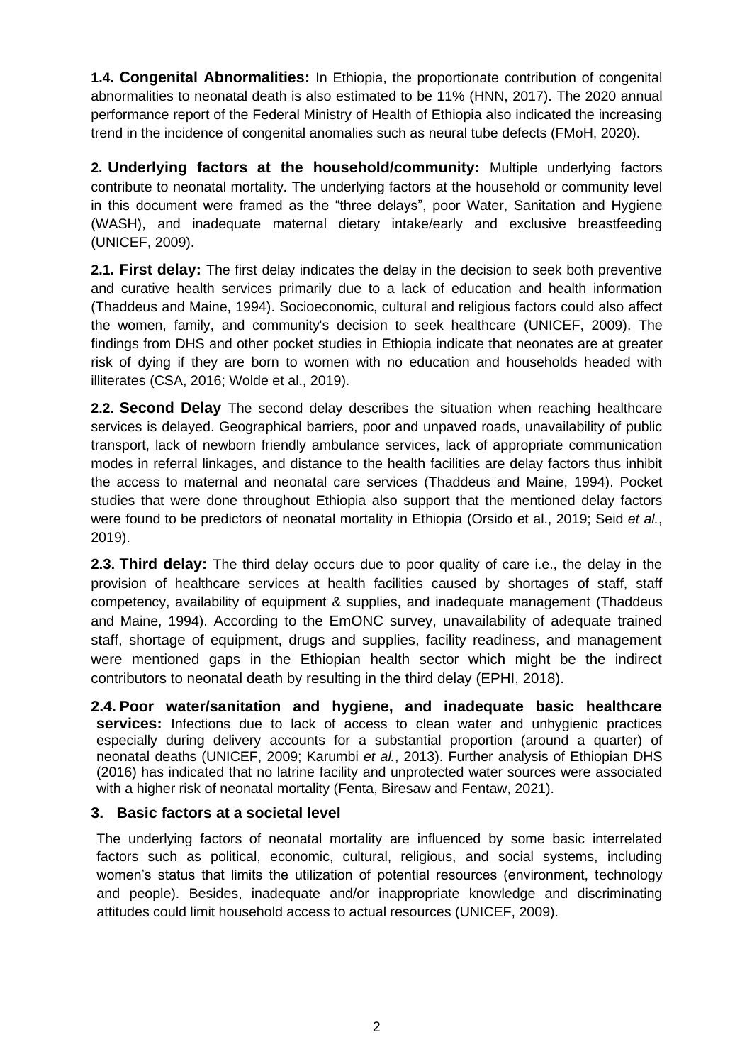**1.4. Congenital Abnormalities:** In Ethiopia, the proportionate contribution of congenital abnormalities to neonatal death is also estimated to be 11% (HNN, 2017). The 2020 annual performance report of the Federal Ministry of Health of Ethiopia also indicated the increasing trend in the incidence of congenital anomalies such as neural tube defects (FMoH, 2020).

**2. Underlying factors at the household/community:** Multiple underlying factors contribute to neonatal mortality. The underlying factors at the household or community level in this document were framed as the "three delays", poor Water, Sanitation and Hygiene (WASH), and inadequate maternal dietary intake/early and exclusive breastfeeding (UNICEF, 2009).

**2.1. First delay:** The first delay indicates the delay in the decision to seek both preventive and curative health services primarily due to a lack of education and health information (Thaddeus and Maine, 1994). Socioeconomic, cultural and religious factors could also affect the women, family, and community's decision to seek healthcare (UNICEF, 2009). The findings from DHS and other pocket studies in Ethiopia indicate that neonates are at greater risk of dying if they are born to women with no education and households headed with illiterates (CSA, 2016; Wolde et al., 2019).

**2.2. Second Delay** The second delay describes the situation when reaching healthcare services is delayed. Geographical barriers, poor and unpaved roads, unavailability of public transport, lack of newborn friendly ambulance services, lack of appropriate communication modes in referral linkages, and distance to the health facilities are delay factors thus inhibit the access to maternal and neonatal care services (Thaddeus and Maine, 1994). Pocket studies that were done throughout Ethiopia also support that the mentioned delay factors were found to be predictors of neonatal mortality in Ethiopia (Orsido et al., 2019; Seid *et al.*, 2019).

**2.3. Third delay:** The third delay occurs due to poor quality of care i.e., the delay in the provision of healthcare services at health facilities caused by shortages of staff, staff competency, availability of equipment & supplies, and inadequate management (Thaddeus and Maine, 1994). According to the EmONC survey, unavailability of adequate trained staff, shortage of equipment, drugs and supplies, facility readiness, and management were mentioned gaps in the Ethiopian health sector which might be the indirect contributors to neonatal death by resulting in the third delay (EPHI, 2018).

**2.4. Poor water/sanitation and hygiene, and inadequate basic healthcare services:** Infections due to lack of access to clean water and unhygienic practices especially during delivery accounts for a substantial proportion (around a quarter) of neonatal deaths (UNICEF, 2009; Karumbi *et al.*, 2013). Further analysis of Ethiopian DHS (2016) has indicated that no latrine facility and unprotected water sources were associated with a higher risk of neonatal mortality (Fenta, Biresaw and Fentaw, 2021).

**3. Basic factors at a societal level**

The underlying factors of neonatal mortality are influenced by some basic interrelated factors such as political, economic, cultural, religious, and social systems, including women's status that limits the utilization of potential resources (environment, technology and people). Besides, inadequate and/or inappropriate knowledge and discriminating attitudes could limit household access to actual resources (UNICEF, 2009).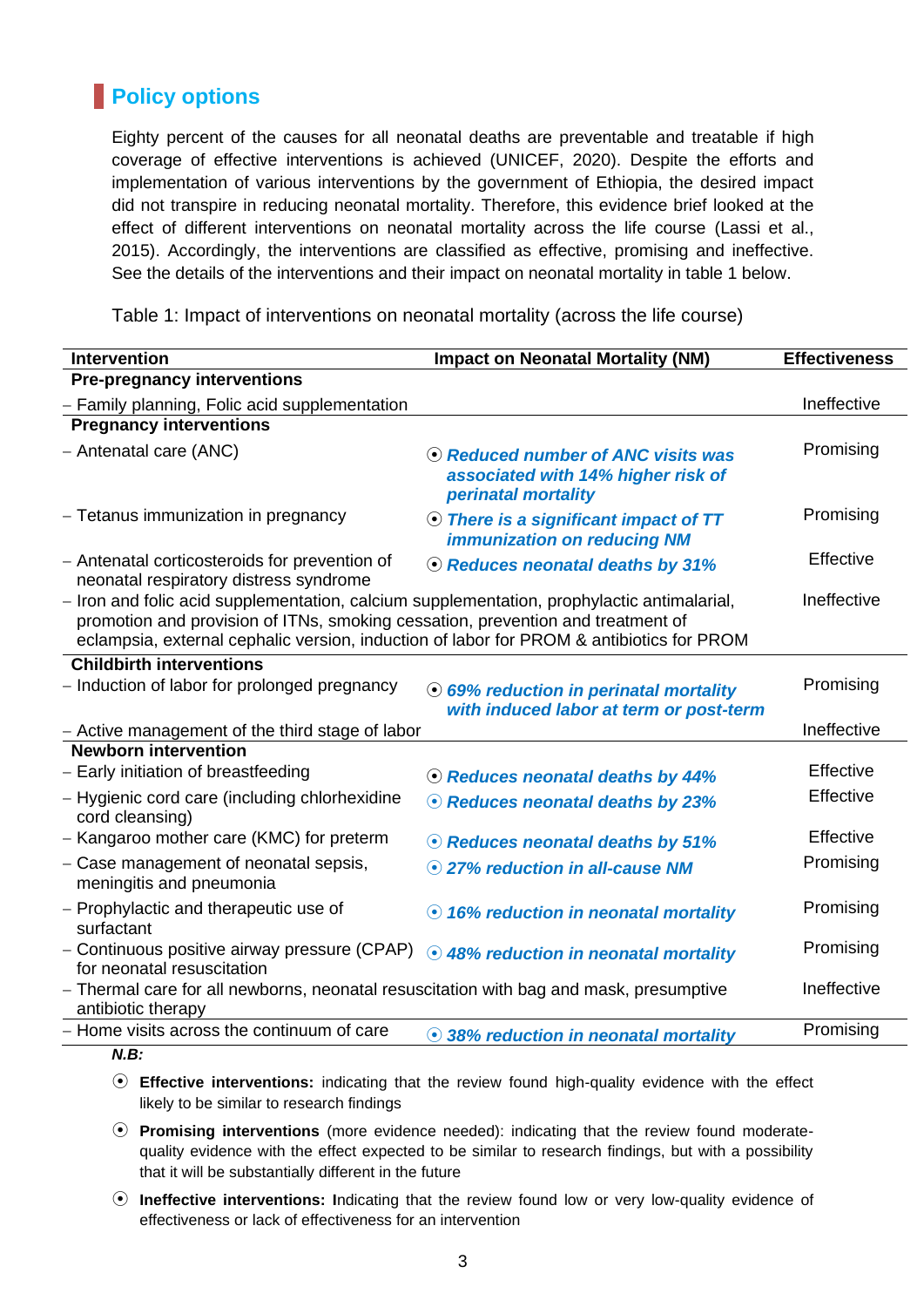## Policy options

Eighty percent of the causes for all neonatal deaths are preventable and treatable if high coverage of effective interventions is achieved (UNICEF, 2020). Despite the efforts and implementation of various interventions by the government of Ethiopia, the desired impact did not transpire in reducing neonatal mortality. Therefore, this evidence brief looked at the effect of different interventions on neonatal mortality across the life course (Lassi et al., 2015). Accordingly, the interventions are classified as effective, promising and ineffective. See the details of the interventions and their impact on neonatal mortality in table 1 below.

Table 1: Impact of interventions on neonatal mortality (across the life course)

| Intervention | Impact on Neonatal Mortality (NM) | Effectiveness |
|---|---|---|
| **Pre-pregnancy interventions** | | |
| – Family planning, Folic acid supplementation | | Ineffective |
| **Pregnancy interventions** | | |
| – Antenatal care (ANC) | ⦿ ***Reduced number of ANC visits was associated with 14% higher risk of perinatal mortality*** | Promising |
| – Tetanus immunization in pregnancy | ⦿ ***There is a significant impact of TT immunization on reducing NM*** | Promising |
| – Antenatal corticosteroids for prevention of neonatal respiratory distress syndrome | ⦿ ***Reduces neonatal deaths by 31%*** | Effective |
| – Iron and folic acid supplementation, calcium supplementation, prophylactic antimalarial, promotion and provision of ITNs, smoking cessation, prevention and treatment of eclampsia, external cephalic version, induction of labor for PROM & antibiotics for PROM | | Ineffective |
| **Childbirth interventions** | | |
| – Induction of labor for prolonged pregnancy | ⦿ ***69% reduction in perinatal mortality with induced labor at term or post-term*** | Promising |
| – Active management of the third stage of labor | | Ineffective |
| **Newborn intervention** | | |
| – Early initiation of breastfeeding | ⦿ ***Reduces neonatal deaths by 44%*** | Effective |
| – Hygienic cord care (including chlorhexidine cord cleansing) | ⦿ ***Reduces neonatal deaths by 23%*** | Effective |
| – Kangaroo mother care (KMC) for preterm | ⦿ ***Reduces neonatal deaths by 51%*** | Effective |
| – Case management of neonatal sepsis, meningitis and pneumonia | ⦿ ***27% reduction in all-cause NM*** | Promising |
| – Prophylactic and therapeutic use of surfactant | ⦿ ***16% reduction in neonatal mortality*** | Promising |
| – Continuous positive airway pressure (CPAP) for neonatal resuscitation | ⦿ ***48% reduction in neonatal mortality*** | Promising |
| – Thermal care for all newborns, neonatal resuscitation with bag and mask, presumptive antibiotic therapy | | Ineffective |
| – Home visits across the continuum of care | ⦿ ***38% reduction in neonatal mortality*** | Promising |

***N.B:***

- ⦿ **Effective interventions:** indicating that the review found high-quality evidence with the effect likely to be similar to research findings
- ⦿ **Promising interventions** (more evidence needed): indicating that the review found moderate-quality evidence with the effect expected to be similar to research findings, but with a possibility that it will be substantially different in the future
- ⦿ **Ineffective interventions: I**ndicating that the review found low or very low-quality evidence of effectiveness or lack of effectiveness for an intervention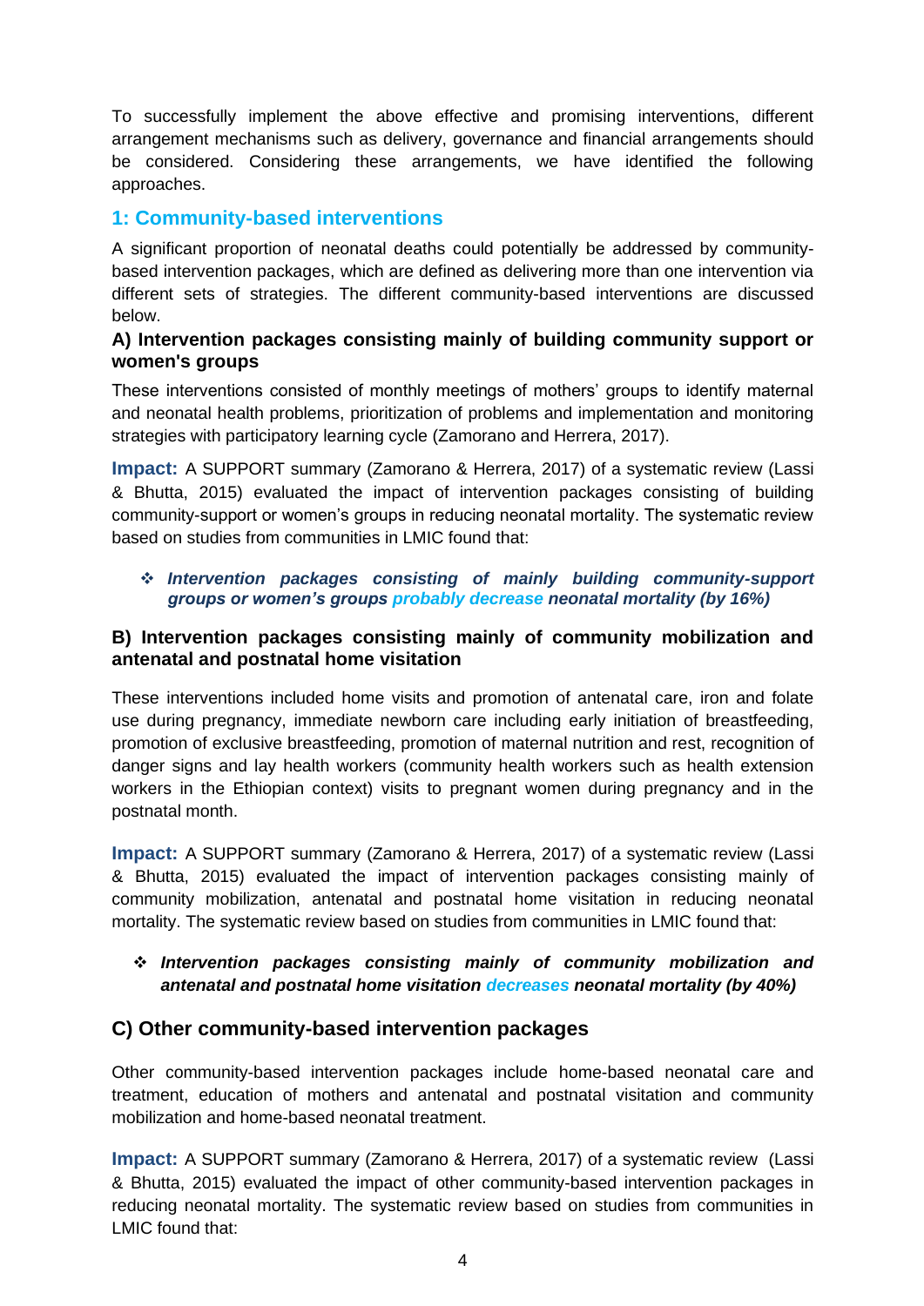To successfully implement the above effective and promising interventions, different arrangement mechanisms such as delivery, governance and financial arrangements should be considered. Considering these arrangements, we have identified the following approaches.

## 1: Community-based interventions

A significant proportion of neonatal deaths could potentially be addressed by community-based intervention packages, which are defined as delivering more than one intervention via different sets of strategies. The different community-based interventions are discussed below.

### A) Intervention packages consisting mainly of building community support or women's groups

These interventions consisted of monthly meetings of mothers' groups to identify maternal and neonatal health problems, prioritization of problems and implementation and monitoring strategies with participatory learning cycle (Zamorano and Herrera, 2017).

**Impact:** A SUPPORT summary (Zamorano & Herrera, 2017) of a systematic review (Lassi & Bhutta, 2015) evaluated the impact of intervention packages consisting of building community-support or women's groups in reducing neonatal mortality. The systematic review based on studies from communities in LMIC found that:

- ***Intervention packages consisting of mainly building community-support groups or women's groups probably decrease neonatal mortality (by 16%)***

### B) Intervention packages consisting mainly of community mobilization and antenatal and postnatal home visitation

These interventions included home visits and promotion of antenatal care, iron and folate use during pregnancy, immediate newborn care including early initiation of breastfeeding, promotion of exclusive breastfeeding, promotion of maternal nutrition and rest, recognition of danger signs and lay health workers (community health workers such as health extension workers in the Ethiopian context) visits to pregnant women during pregnancy and in the postnatal month.

**Impact:** A SUPPORT summary (Zamorano & Herrera, 2017) of a systematic review (Lassi & Bhutta, 2015) evaluated the impact of intervention packages consisting mainly of community mobilization, antenatal and postnatal home visitation in reducing neonatal mortality. The systematic review based on studies from communities in LMIC found that:

- ***Intervention packages consisting mainly of community mobilization and antenatal and postnatal home visitation decreases neonatal mortality (by 40%)***

### C) Other community-based intervention packages

Other community-based intervention packages include home-based neonatal care and treatment, education of mothers and antenatal and postnatal visitation and community mobilization and home-based neonatal treatment.

**Impact:** A SUPPORT summary (Zamorano & Herrera, 2017) of a systematic review (Lassi & Bhutta, 2015) evaluated the impact of other community-based intervention packages in reducing neonatal mortality. The systematic review based on studies from communities in LMIC found that: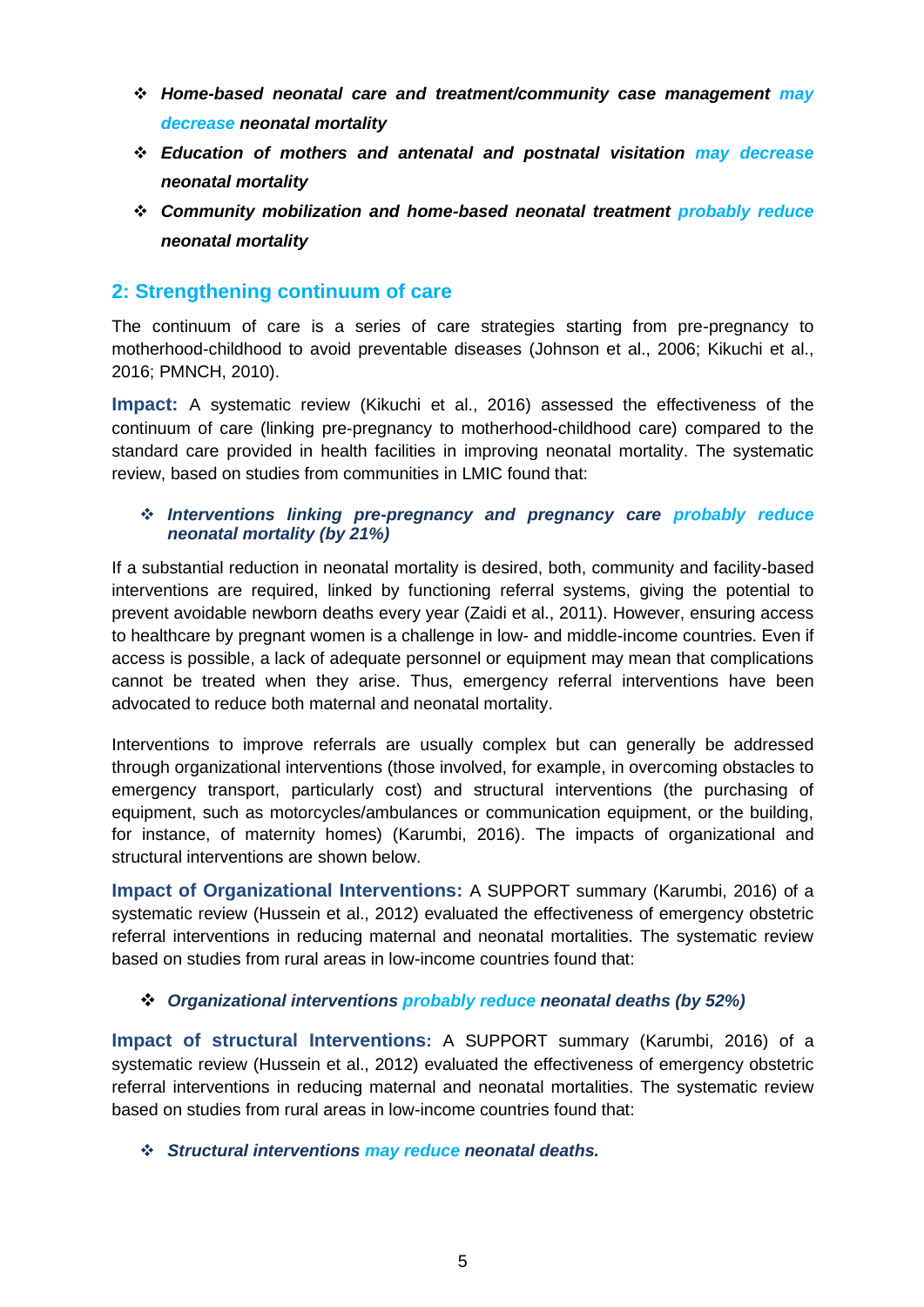- ***Home-based neonatal care and treatment/community case management may decrease neonatal mortality***
- ***Education of mothers and antenatal and postnatal visitation may decrease neonatal mortality***
- ***Community mobilization and home-based neonatal treatment probably reduce neonatal mortality***

## 2: Strengthening continuum of care

The continuum of care is a series of care strategies starting from pre-pregnancy to motherhood-childhood to avoid preventable diseases (Johnson et al., 2006; Kikuchi et al., 2016; PMNCH, 2010).

**Impact:** A systematic review (Kikuchi et al., 2016) assessed the effectiveness of the continuum of care (linking pre-pregnancy to motherhood-childhood care) compared to the standard care provided in health facilities in improving neonatal mortality. The systematic review, based on studies from communities in LMIC found that:

- ***Interventions linking pre-pregnancy and pregnancy care probably reduce neonatal mortality (by 21%)***

If a substantial reduction in neonatal mortality is desired, both, community and facility-based interventions are required, linked by functioning referral systems, giving the potential to prevent avoidable newborn deaths every year (Zaidi et al., 2011). However, ensuring access to healthcare by pregnant women is a challenge in low- and middle-income countries. Even if access is possible, a lack of adequate personnel or equipment may mean that complications cannot be treated when they arise. Thus, emergency referral interventions have been advocated to reduce both maternal and neonatal mortality.

Interventions to improve referrals are usually complex but can generally be addressed through organizational interventions (those involved, for example, in overcoming obstacles to emergency transport, particularly cost) and structural interventions (the purchasing of equipment, such as motorcycles/ambulances or communication equipment, or the building, for instance, of maternity homes) (Karumbi, 2016). The impacts of organizational and structural interventions are shown below.

**Impact of Organizational Interventions:** A SUPPORT summary (Karumbi, 2016) of a systematic review (Hussein et al., 2012) evaluated the effectiveness of emergency obstetric referral interventions in reducing maternal and neonatal mortalities. The systematic review based on studies from rural areas in low-income countries found that:

- ***Organizational interventions probably reduce neonatal deaths (by 52%)***

**Impact of structural Interventions:** A SUPPORT summary (Karumbi, 2016) of a systematic review (Hussein et al., 2012) evaluated the effectiveness of emergency obstetric referral interventions in reducing maternal and neonatal mortalities. The systematic review based on studies from rural areas in low-income countries found that:

- ***Structural interventions may reduce neonatal deaths.***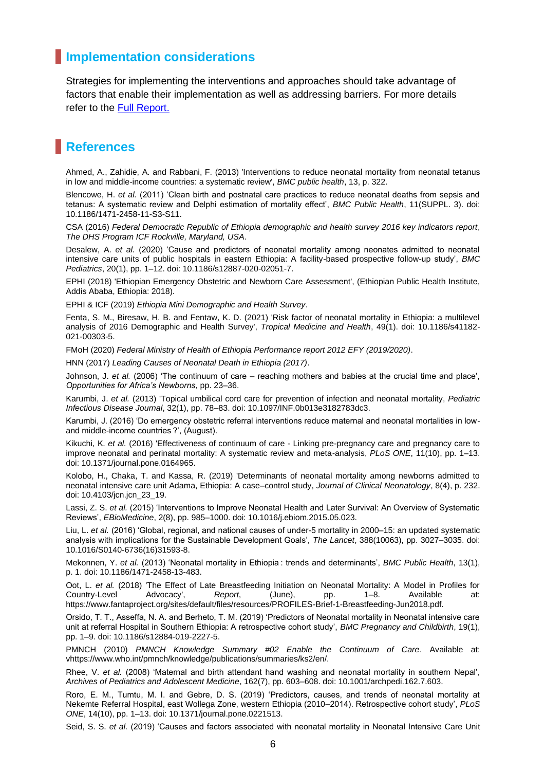## Implementation considerations

Strategies for implementing the interventions and approaches should take advantage of factors that enable their implementation as well as addressing barriers. For more details refer to the [Full Report.]()

## References

Ahmed, A., Zahidie, A. and Rabbani, F. (2013) 'Interventions to reduce neonatal mortality from neonatal tetanus in low and middle-income countries: a systematic review', *BMC public health*, 13, p. 322.

Blencowe, H. *et al.* (2011) 'Clean birth and postnatal care practices to reduce neonatal deaths from sepsis and tetanus: A systematic review and Delphi estimation of mortality effect', *BMC Public Health*, 11(SUPPL. 3). doi: 10.1186/1471-2458-11-S3-S11.

CSA (2016) *Federal Democratic Republic of Ethiopia demographic and health survey 2016 key indicators report*, *The DHS Program ICF Rockville, Maryland, USA*.

Desalew, A. *et al.* (2020) 'Cause and predictors of neonatal mortality among neonates admitted to neonatal intensive care units of public hospitals in eastern Ethiopia: A facility-based prospective follow-up study', *BMC Pediatrics*, 20(1), pp. 1–12. doi: 10.1186/s12887-020-02051-7.

EPHI (2018) 'Ethiopian Emergency Obstetric and Newborn Care Assessment', (Ethiopian Public Health Institute, Addis Ababa, Ethiopia: 2018).

EPHI & ICF (2019) *Ethiopia Mini Demographic and Health Survey*.

Fenta, S. M., Biresaw, H. B. and Fentaw, K. D. (2021) 'Risk factor of neonatal mortality in Ethiopia: a multilevel analysis of 2016 Demographic and Health Survey', *Tropical Medicine and Health*, 49(1). doi: 10.1186/s41182-021-00303-5.

FMoH (2020) *Federal Ministry of Health of Ethiopia Performance report 2012 EFY (2019/2020)*.

HNN (2017) *Leading Causes of Neonatal Death in Ethiopia (2017)*.

Johnson, J. *et al.* (2006) 'The continuum of care – reaching mothers and babies at the crucial time and place', *Opportunities for Africa's Newborns*, pp. 23–36.

Karumbi, J. *et al.* (2013) 'Topical umbilical cord care for prevention of infection and neonatal mortality, *Pediatric Infectious Disease Journal*, 32(1), pp. 78–83. doi: 10.1097/INF.0b013e3182783dc3.

Karumbi, J. (2016) 'Do emergency obstetric referral interventions reduce maternal and neonatal mortalities in low- and middle-income countries ?', (August).

Kikuchi, K. *et al.* (2016) 'Effectiveness of continuum of care - Linking pre-pregnancy care and pregnancy care to improve neonatal and perinatal mortality: A systematic review and meta-analysis, *PLoS ONE*, 11(10), pp. 1–13. doi: 10.1371/journal.pone.0164965.

Kolobo, H., Chaka, T. and Kassa, R. (2019) 'Determinants of neonatal mortality among newborns admitted to neonatal intensive care unit Adama, Ethiopia: A case–control study, *Journal of Clinical Neonatology*, 8(4), p. 232. doi: 10.4103/jcn.jcn_23_19.

Lassi, Z. S. *et al.* (2015) 'Interventions to Improve Neonatal Health and Later Survival: An Overview of Systematic Reviews', *EBioMedicine*, 2(8), pp. 985–1000. doi: 10.1016/j.ebiom.2015.05.023.

Liu, L. *et al.* (2016) 'Global, regional, and national causes of under-5 mortality in 2000–15: an updated systematic analysis with implications for the Sustainable Development Goals', *The Lancet*, 388(10063), pp. 3027–3035. doi: 10.1016/S0140-6736(16)31593-8.

Mekonnen, Y. *et al.* (2013) 'Neonatal mortality in Ethiopia : trends and determinants', *BMC Public Health*, 13(1), p. 1. doi: 10.1186/1471-2458-13-483.

Oot, L. *et al.* (2018) 'The Effect of Late Breastfeeding Initiation on Neonatal Mortality: A Model in Profiles for Country-Level Advocacy', *Report*, (June), pp. 1–8. Available at: https://www.fantaproject.org/sites/default/files/resources/PROFILES-Brief-1-Breastfeeding-Jun2018.pdf.

Orsido, T. T., Asseffa, N. A. and Berheto, T. M. (2019) 'Predictors of Neonatal mortality in Neonatal intensive care unit at referral Hospital in Southern Ethiopia: A retrospective cohort study', *BMC Pregnancy and Childbirth*, 19(1), pp. 1–9. doi: 10.1186/s12884-019-2227-5.

PMNCH (2010) *PMNCH Knowledge Summary #02 Enable the Continuum of Care*. Available at: vhttps://www.who.int/pmnch/knowledge/publications/summaries/ks2/en/.

Rhee, V. *et al.* (2008) 'Maternal and birth attendant hand washing and neonatal mortality in southern Nepal', *Archives of Pediatrics and Adolescent Medicine*, 162(7), pp. 603–608. doi: 10.1001/archpedi.162.7.603.

Roro, E. M., Tumtu, M. I. and Gebre, D. S. (2019) 'Predictors, causes, and trends of neonatal mortality at Nekemte Referral Hospital, east Wollega Zone, western Ethiopia (2010–2014). Retrospective cohort study', *PLoS ONE*, 14(10), pp. 1–13. doi: 10.1371/journal.pone.0221513.

Seid, S. S. *et al.* (2019) 'Causes and factors associated with neonatal mortality in Neonatal Intensive Care Unit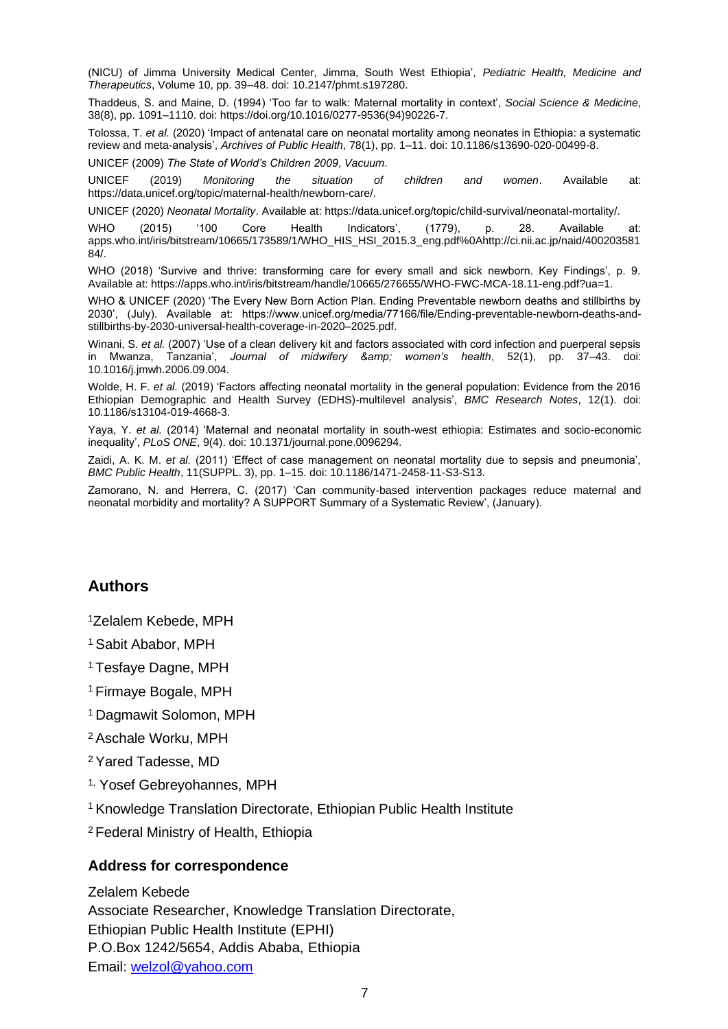(NICU) of Jimma University Medical Center, Jimma, South West Ethiopia', *Pediatric Health, Medicine and Therapeutics*, Volume 10, pp. 39–48. doi: 10.2147/phmt.s197280.

Thaddeus, S. and Maine, D. (1994) 'Too far to walk: Maternal mortality in context', *Social Science & Medicine*, 38(8), pp. 1091–1110. doi: https://doi.org/10.1016/0277-9536(94)90226-7.

Tolossa, T. *et al.* (2020) 'Impact of antenatal care on neonatal mortality among neonates in Ethiopia: a systematic review and meta-analysis', *Archives of Public Health*, 78(1), pp. 1–11. doi: 10.1186/s13690-020-00499-8.

UNICEF (2009) *The State of World's Children 2009*, *Vacuum*.

UNICEF (2019) *Monitoring the situation of children and women*. Available at: https://data.unicef.org/topic/maternal-health/newborn-care/.

UNICEF (2020) *Neonatal Mortality*. Available at: https://data.unicef.org/topic/child-survival/neonatal-mortality/.

WHO (2015) '100 Core Health Indicators', (1779), p. 28. Available at: apps.who.int/iris/bitstream/10665/173589/1/WHO_HIS_HSI_2015.3_eng.pdf%0Ahttp://ci.nii.ac.jp/naid/40020358184/.

WHO (2018) 'Survive and thrive: transforming care for every small and sick newborn. Key Findings', p. 9. Available at: https://apps.who.int/iris/bitstream/handle/10665/276655/WHO-FWC-MCA-18.11-eng.pdf?ua=1.

WHO & UNICEF (2020) 'The Every New Born Action Plan. Ending Preventable newborn deaths and stillbirths by 2030', (July). Available at: https://www.unicef.org/media/77166/file/Ending-preventable-newborn-deaths-and-stillbirths-by-2030-universal-health-coverage-in-2020–2025.pdf.

Winani, S. *et al.* (2007) 'Use of a clean delivery kit and factors associated with cord infection and puerperal sepsis in Mwanza, Tanzania', *Journal of midwifery &amp; women's health*, 52(1), pp. 37–43. doi: 10.1016/j.jmwh.2006.09.004.

Wolde, H. F. *et al.* (2019) 'Factors affecting neonatal mortality in the general population: Evidence from the 2016 Ethiopian Demographic and Health Survey (EDHS)-multilevel analysis', *BMC Research Notes*, 12(1). doi: 10.1186/s13104-019-4668-3.

Yaya, Y. *et al.* (2014) 'Maternal and neonatal mortality in south-west ethiopia: Estimates and socio-economic inequality', *PLoS ONE*, 9(4). doi: 10.1371/journal.pone.0096294.

Zaidi, A. K. M. *et al.* (2011) 'Effect of case management on neonatal mortality due to sepsis and pneumonia', *BMC Public Health*, 11(SUPPL. 3), pp. 1–15. doi: 10.1186/1471-2458-11-S3-S13.

Zamorano, N. and Herrera, C. (2017) 'Can community-based intervention packages reduce maternal and neonatal morbidity and mortality? A SUPPORT Summary of a Systematic Review', (January).

## Authors

[1]Zelalem Kebede, MPH

[1] Sabit Ababor, MPH

[1] Tesfaye Dagne, MPH

[1] Firmaye Bogale, MPH

[1] Dagmawit Solomon, MPH

[2] Aschale Worku, MPH

[2] Yared Tadesse, MD

[1,] Yosef Gebreyohannes, MPH

[1] Knowledge Translation Directorate, Ethiopian Public Health Institute

[2] Federal Ministry of Health, Ethiopia

### Address for correspondence

Zelalem Kebede
Associate Researcher, Knowledge Translation Directorate,
Ethiopian Public Health Institute (EPHI)
P.O.Box 1242/5654, Addis Ababa, Ethiopia
Email: welzol@yahoo.com